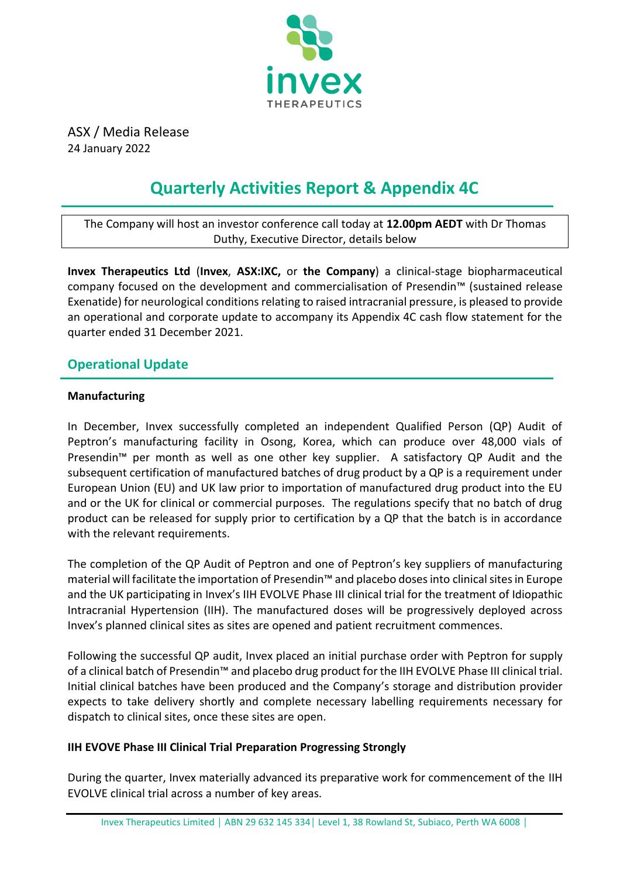ASX / Media Release
24 January 2022

# Quarterly Activities Report & Appendix 4C

The Company will host an investor conference call today at **12.00pm AEDT** with Dr Thomas Duthy, Executive Director, details below

**Invex Therapeutics Ltd** (**Invex**, **ASX:IXC,** or **the Company**) a clinical-stage biopharmaceutical company focused on the development and commercialisation of Presendin™ (sustained release Exenatide) for neurological conditions relating to raised intracranial pressure, is pleased to provide an operational and corporate update to accompany its Appendix 4C cash flow statement for the quarter ended 31 December 2021.

## Operational Update

**Manufacturing**

In December, Invex successfully completed an independent Qualified Person (QP) Audit of Peptron's manufacturing facility in Osong, Korea, which can produce over 48,000 vials of Presendin™ per month as well as one other key supplier. A satisfactory QP Audit and the subsequent certification of manufactured batches of drug product by a QP is a requirement under European Union (EU) and UK law prior to importation of manufactured drug product into the EU and or the UK for clinical or commercial purposes. The regulations specify that no batch of drug product can be released for supply prior to certification by a QP that the batch is in accordance with the relevant requirements.

The completion of the QP Audit of Peptron and one of Peptron's key suppliers of manufacturing material will facilitate the importation of Presendin™ and placebo doses into clinical sites in Europe and the UK participating in Invex's IIH EVOLVE Phase III clinical trial for the treatment of Idiopathic Intracranial Hypertension (IIH). The manufactured doses will be progressively deployed across Invex's planned clinical sites as sites are opened and patient recruitment commences.

Following the successful QP audit, Invex placed an initial purchase order with Peptron for supply of a clinical batch of Presendin™ and placebo drug product for the IIH EVOLVE Phase III clinical trial. Initial clinical batches have been produced and the Company's storage and distribution provider expects to take delivery shortly and complete necessary labelling requirements necessary for dispatch to clinical sites, once these sites are open.

**IIH EVOVE Phase III Clinical Trial Preparation Progressing Strongly**

During the quarter, Invex materially advanced its preparative work for commencement of the IIH EVOLVE clinical trial across a number of key areas.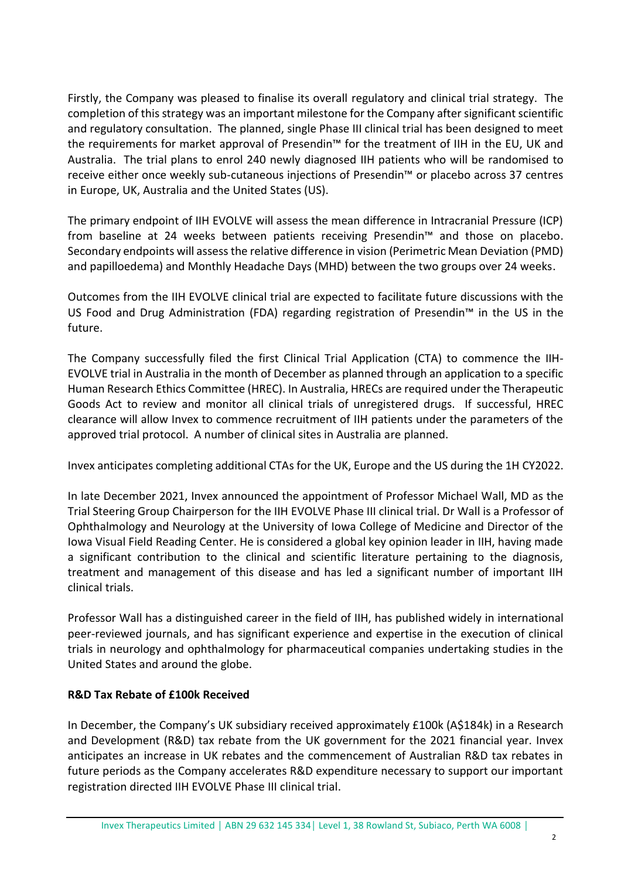Firstly, the Company was pleased to finalise its overall regulatory and clinical trial strategy. The completion of this strategy was an important milestone for the Company after significant scientific and regulatory consultation. The planned, single Phase III clinical trial has been designed to meet the requirements for market approval of Presendin™ for the treatment of IIH in the EU, UK and Australia. The trial plans to enrol 240 newly diagnosed IIH patients who will be randomised to receive either once weekly sub-cutaneous injections of Presendin™ or placebo across 37 centres in Europe, UK, Australia and the United States (US).

The primary endpoint of IIH EVOLVE will assess the mean difference in Intracranial Pressure (ICP) from baseline at 24 weeks between patients receiving Presendin™ and those on placebo. Secondary endpoints will assess the relative difference in vision (Perimetric Mean Deviation (PMD) and papilloedema) and Monthly Headache Days (MHD) between the two groups over 24 weeks.

Outcomes from the IIH EVOLVE clinical trial are expected to facilitate future discussions with the US Food and Drug Administration (FDA) regarding registration of Presendin™ in the US in the future.

The Company successfully filed the first Clinical Trial Application (CTA) to commence the IIH-EVOLVE trial in Australia in the month of December as planned through an application to a specific Human Research Ethics Committee (HREC). In Australia, HRECs are required under the Therapeutic Goods Act to review and monitor all clinical trials of unregistered drugs. If successful, HREC clearance will allow Invex to commence recruitment of IIH patients under the parameters of the approved trial protocol. A number of clinical sites in Australia are planned.

Invex anticipates completing additional CTAs for the UK, Europe and the US during the 1H CY2022.

In late December 2021, Invex announced the appointment of Professor Michael Wall, MD as the Trial Steering Group Chairperson for the IIH EVOLVE Phase III clinical trial. Dr Wall is a Professor of Ophthalmology and Neurology at the University of Iowa College of Medicine and Director of the Iowa Visual Field Reading Center. He is considered a global key opinion leader in IIH, having made a significant contribution to the clinical and scientific literature pertaining to the diagnosis, treatment and management of this disease and has led a significant number of important IIH clinical trials.

Professor Wall has a distinguished career in the field of IIH, has published widely in international peer-reviewed journals, and has significant experience and expertise in the execution of clinical trials in neurology and ophthalmology for pharmaceutical companies undertaking studies in the United States and around the globe.

**R&D Tax Rebate of £100k Received**

In December, the Company's UK subsidiary received approximately £100k (A$184k) in a Research and Development (R&D) tax rebate from the UK government for the 2021 financial year. Invex anticipates an increase in UK rebates and the commencement of Australian R&D tax rebates in future periods as the Company accelerates R&D expenditure necessary to support our important registration directed IIH EVOLVE Phase III clinical trial.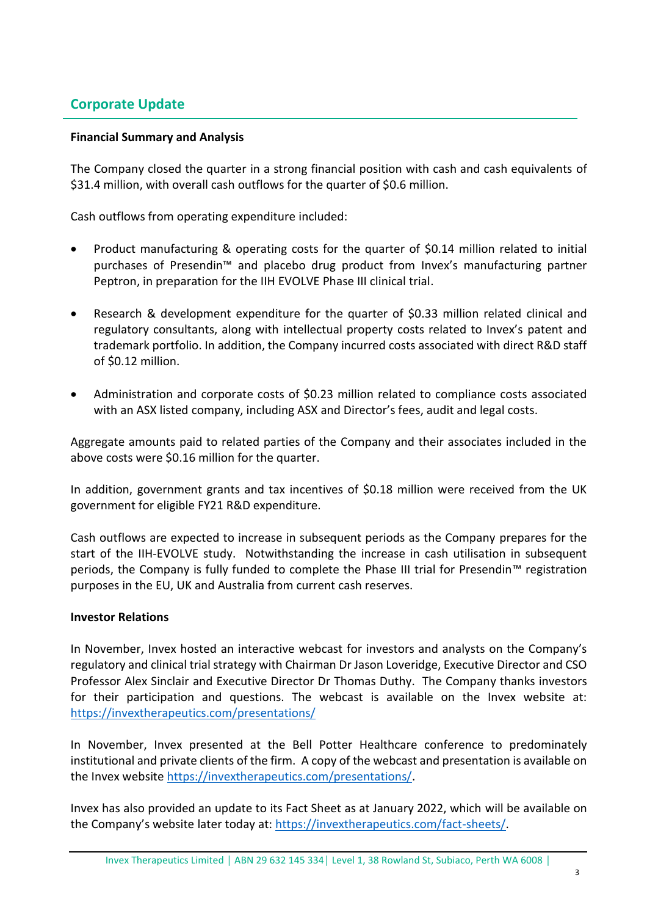## Corporate Update

**Financial Summary and Analysis**

The Company closed the quarter in a strong financial position with cash and cash equivalents of $31.4 million, with overall cash outflows for the quarter of $0.6 million.

Cash outflows from operating expenditure included:

- Product manufacturing & operating costs for the quarter of $0.14 million related to initial purchases of Presendin™ and placebo drug product from Invex's manufacturing partner Peptron, in preparation for the IIH EVOLVE Phase III clinical trial.
- Research & development expenditure for the quarter of $0.33 million related clinical and regulatory consultants, along with intellectual property costs related to Invex's patent and trademark portfolio. In addition, the Company incurred costs associated with direct R&D staff of $0.12 million.
- Administration and corporate costs of $0.23 million related to compliance costs associated with an ASX listed company, including ASX and Director's fees, audit and legal costs.

Aggregate amounts paid to related parties of the Company and their associates included in the above costs were $0.16 million for the quarter.

In addition, government grants and tax incentives of $0.18 million were received from the UK government for eligible FY21 R&D expenditure.

Cash outflows are expected to increase in subsequent periods as the Company prepares for the start of the IIH-EVOLVE study. Notwithstanding the increase in cash utilisation in subsequent periods, the Company is fully funded to complete the Phase III trial for Presendin™ registration purposes in the EU, UK and Australia from current cash reserves.

**Investor Relations**

In November, Invex hosted an interactive webcast for investors and analysts on the Company's regulatory and clinical trial strategy with Chairman Dr Jason Loveridge, Executive Director and CSO Professor Alex Sinclair and Executive Director Dr Thomas Duthy. The Company thanks investors for their participation and questions. The webcast is available on the Invex website at: https://invextherapeutics.com/presentations/

In November, Invex presented at the Bell Potter Healthcare conference to predominately institutional and private clients of the firm. A copy of the webcast and presentation is available on the Invex website https://invextherapeutics.com/presentations/.

Invex has also provided an update to its Fact Sheet as at January 2022, which will be available on the Company's website later today at: https://invextherapeutics.com/fact-sheets/.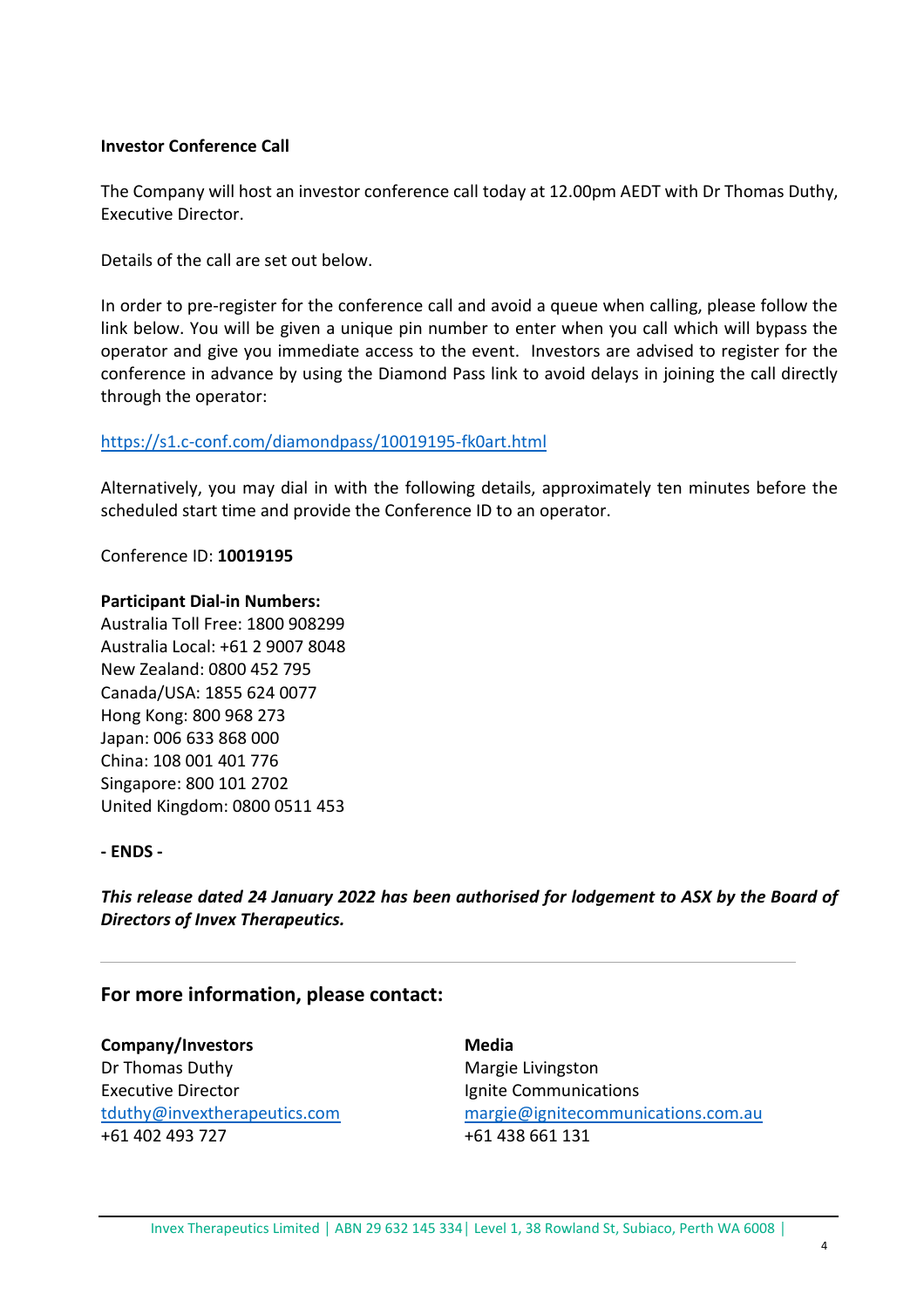**Investor Conference Call**

The Company will host an investor conference call today at 12.00pm AEDT with Dr Thomas Duthy, Executive Director.

Details of the call are set out below.

In order to pre-register for the conference call and avoid a queue when calling, please follow the link below. You will be given a unique pin number to enter when you call which will bypass the operator and give you immediate access to the event. Investors are advised to register for the conference in advance by using the Diamond Pass link to avoid delays in joining the call directly through the operator:

https://s1.c-conf.com/diamondpass/10019195-fk0art.html

Alternatively, you may dial in with the following details, approximately ten minutes before the scheduled start time and provide the Conference ID to an operator.

Conference ID: **10019195**

**Participant Dial-in Numbers:**
Australia Toll Free: 1800 908299
Australia Local: +61 2 9007 8048
New Zealand: 0800 452 795
Canada/USA: 1855 624 0077
Hong Kong: 800 968 273
Japan: 006 633 868 000
China: 108 001 401 776
Singapore: 800 101 2702
United Kingdom: 0800 0511 453

**- ENDS -**

***This release dated 24 January 2022 has been authorised for lodgement to ASX by the Board of Directors of Invex Therapeutics.***

---

## For more information, please contact:

**Company/Investors**
Dr Thomas Duthy
Executive Director
tduthy@invextherapeutics.com
+61 402 493 727

**Media**
Margie Livingston
Ignite Communications
margie@ignitecommunications.com.au
+61 438 661 131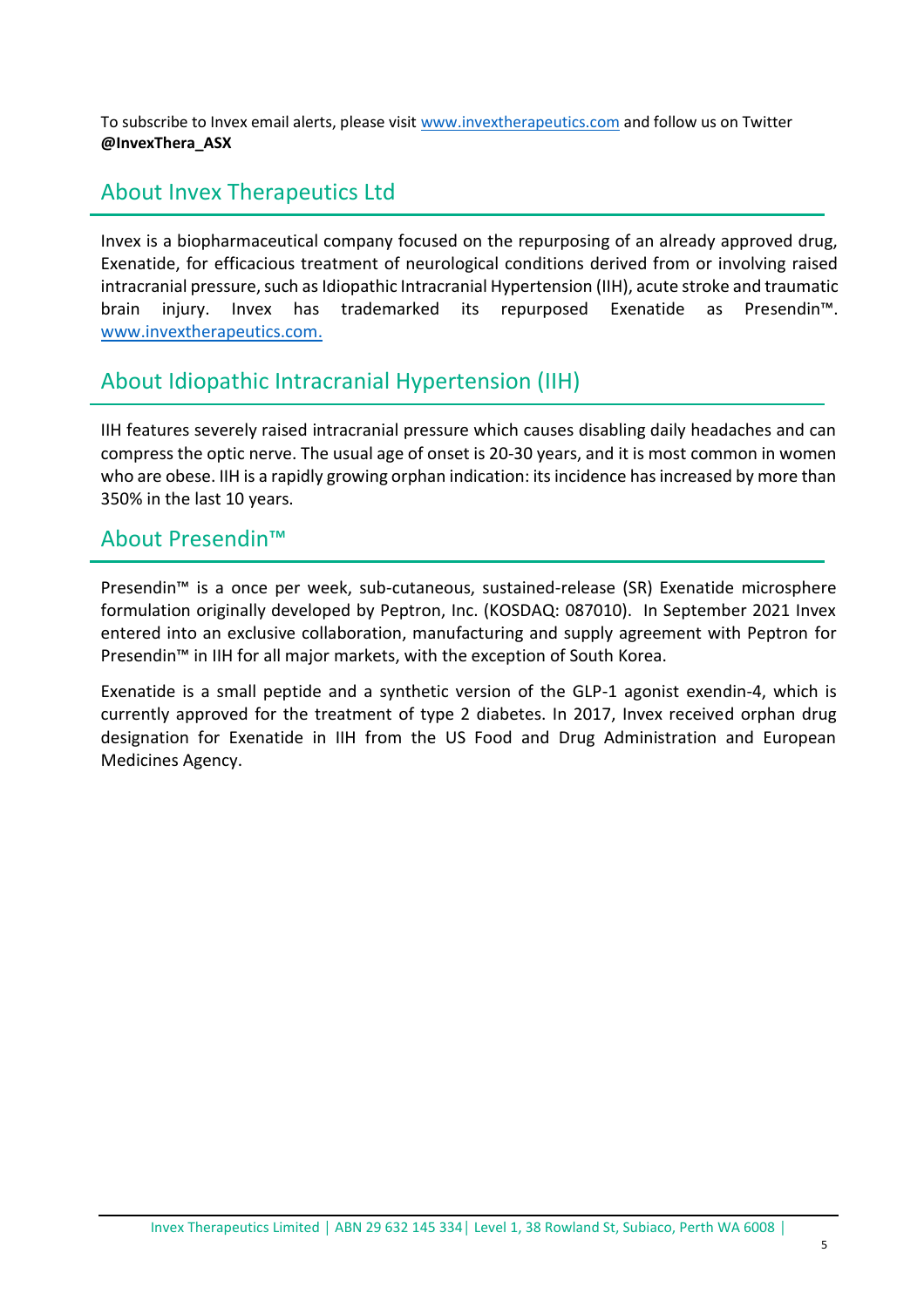To subscribe to Invex email alerts, please visit www.invextherapeutics.com and follow us on Twitter **@InvexThera_ASX**

## About Invex Therapeutics Ltd

Invex is a biopharmaceutical company focused on the repurposing of an already approved drug, Exenatide, for efficacious treatment of neurological conditions derived from or involving raised intracranial pressure, such as Idiopathic Intracranial Hypertension (IIH), acute stroke and traumatic brain injury. Invex has trademarked its repurposed Exenatide as Presendin™. www.invextherapeutics.com.

## About Idiopathic Intracranial Hypertension (IIH)

IIH features severely raised intracranial pressure which causes disabling daily headaches and can compress the optic nerve. The usual age of onset is 20-30 years, and it is most common in women who are obese. IIH is a rapidly growing orphan indication: its incidence has increased by more than 350% in the last 10 years.

## About Presendin™

Presendin™ is a once per week, sub-cutaneous, sustained-release (SR) Exenatide microsphere formulation originally developed by Peptron, Inc. (KOSDAQ: 087010). In September 2021 Invex entered into an exclusive collaboration, manufacturing and supply agreement with Peptron for Presendin™ in IIH for all major markets, with the exception of South Korea.

Exenatide is a small peptide and a synthetic version of the GLP-1 agonist exendin-4, which is currently approved for the treatment of type 2 diabetes. In 2017, Invex received orphan drug designation for Exenatide in IIH from the US Food and Drug Administration and European Medicines Agency.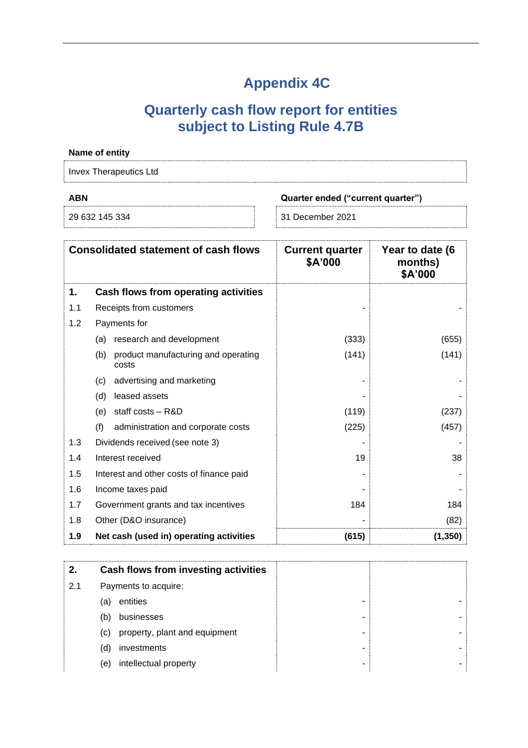# Appendix 4C

## Quarterly cash flow report for entities subject to Listing Rule 4.7B

**Name of entity**

| Invex Therapeutics Ltd |
|---|

| **ABN** | **Quarter ended ("current quarter")** |
|---|---|
| 29 632 145 334 | 31 December 2021 |

| **Consolidated statement of cash flows** | | | **Current quarter $A'000** | **Year to date (6 months) $A'000** |
|---|---|---|---|---|
| **1.** | **Cash flows from operating activities** | | | |
| 1.1 | Receipts from customers | | - | - |
| 1.2 | Payments for | | | |
| | (a) | research and development | (333) | (655) |
| | (b) | product manufacturing and operating costs | (141) | (141) |
| | (c) | advertising and marketing | - | - |
| | (d) | leased assets | - | - |
| | (e) | staff costs – R&D | (119) | (237) |
| | (f) | administration and corporate costs | (225) | (457) |
| 1.3 | Dividends received (see note 3) | | - | - |
| 1.4 | Interest received | | 19 | 38 |
| 1.5 | Interest and other costs of finance paid | | - | - |
| 1.6 | Income taxes paid | | - | - |
| 1.7 | Government grants and tax incentives | | 184 | 184 |
| 1.8 | Other (D&O insurance) | | - | (82) |
| **1.9** | **Net cash (used in) operating activities** | | **(615)** | **(1,350)** |

| **2.** | **Cash flows from investing activities** | | | |
|---|---|---|---|---|
| 2.1 | Payments to acquire: | | | |
| | (a) | entities | - | - |
| | (b) | businesses | - | - |
| | (c) | property, plant and equipment | - | - |
| | (d) | investments | - | - |
| | (e) | intellectual property | - | - |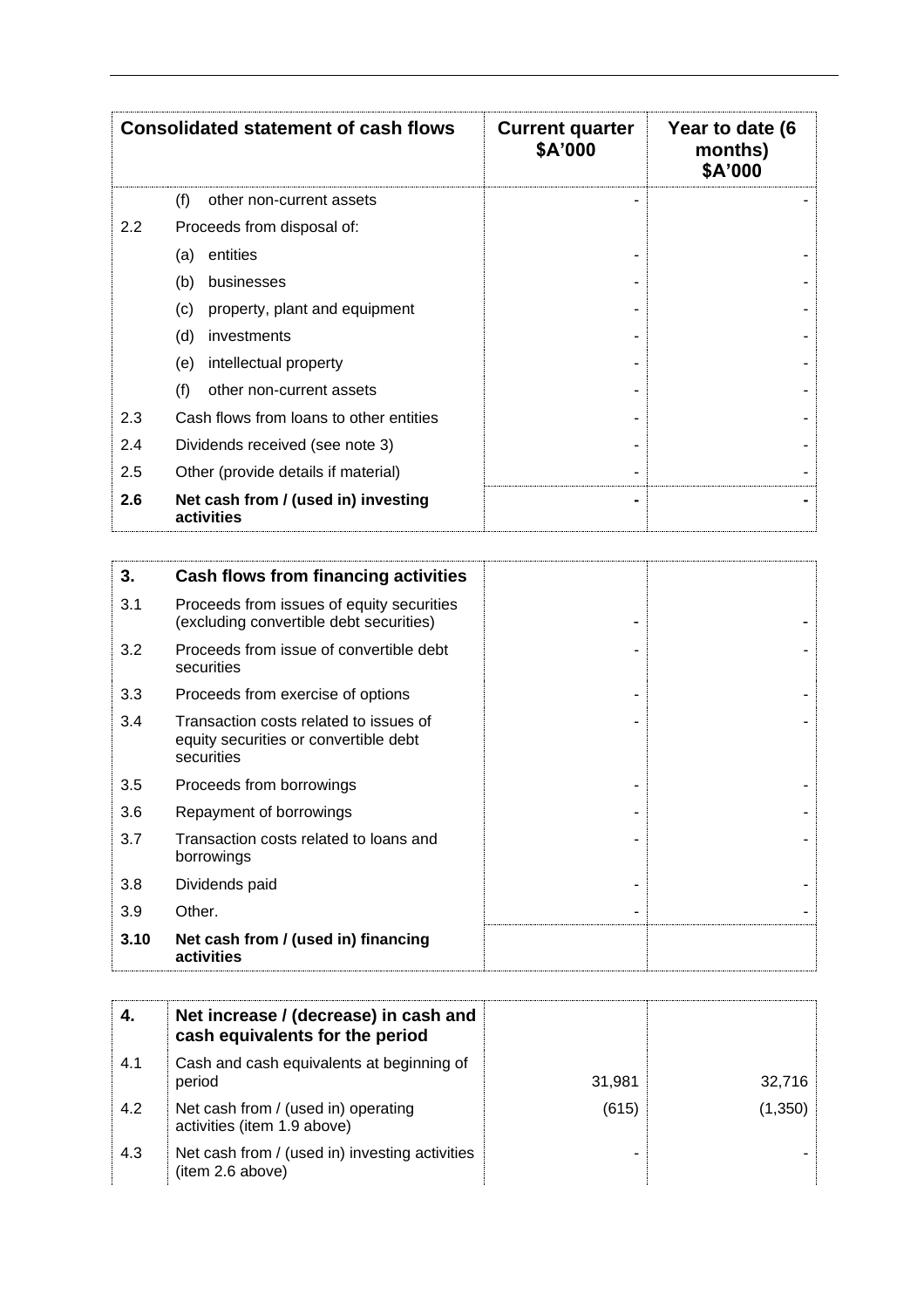| Consolidated statement of cash flows | | Current quarter $A'000 | Year to date (6 months) $A'000 |
|---|---|---|---|
| | (f) other non-current assets | - | - |
| 2.2 | Proceeds from disposal of: | | |
| | (a) entities | - | - |
| | (b) businesses | - | - |
| | (c) property, plant and equipment | - | - |
| | (d) investments | - | - |
| | (e) intellectual property | - | - |
| | (f) other non-current assets | - | - |
| 2.3 | Cash flows from loans to other entities | - | - |
| 2.4 | Dividends received (see note 3) | - | - |
| 2.5 | Other (provide details if material) | - | - |
| **2.6** | **Net cash from / (used in) investing activities** | **-** | **-** |

| **3.** | **Cash flows from financing activities** | | |
|---|---|---|---|
| 3.1 | Proceeds from issues of equity securities (excluding convertible debt securities) | - | - |
| 3.2 | Proceeds from issue of convertible debt securities | - | - |
| 3.3 | Proceeds from exercise of options | - | - |
| 3.4 | Transaction costs related to issues of equity securities or convertible debt securities | - | - |
| 3.5 | Proceeds from borrowings | - | - |
| 3.6 | Repayment of borrowings | - | - |
| 3.7 | Transaction costs related to loans and borrowings | - | - |
| 3.8 | Dividends paid | - | - |
| 3.9 | Other. | - | - |
| **3.10** | **Net cash from / (used in) financing activities** | | |

| **4.** | **Net increase / (decrease) in cash and cash equivalents for the period** | | |
|---|---|---|---|
| 4.1 | Cash and cash equivalents at beginning of period | 31,981 | 32,716 |
| 4.2 | Net cash from / (used in) operating activities (item 1.9 above) | (615) | (1,350) |
| 4.3 | Net cash from / (used in) investing activities (item 2.6 above) | - | - |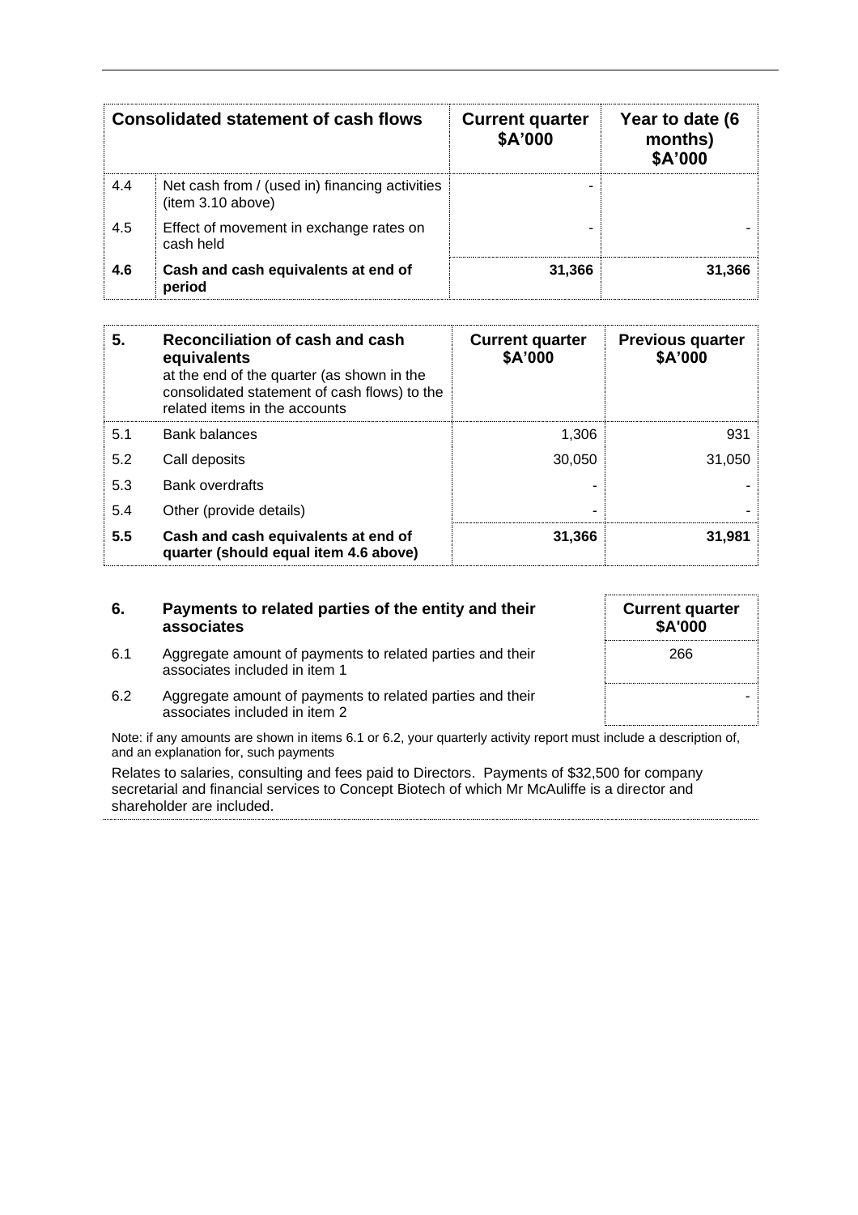| Consolidated statement of cash flows | | Current quarter $A'000 | Year to date (6 months) $A'000 |
|---|---|---|---|
| 4.4 | Net cash from / (used in) financing activities (item 3.10 above) | - | |
| 4.5 | Effect of movement in exchange rates on cash held | - | - |
| **4.6** | **Cash and cash equivalents at end of period** | **31,366** | **31,366** |

| 5. | Reconciliation of cash and cash equivalents at the end of the quarter (as shown in the consolidated statement of cash flows) to the related items in the accounts | Current quarter $A'000 | Previous quarter $A'000 |
|---|---|---|---|
| 5.1 | Bank balances | 1,306 | 931 |
| 5.2 | Call deposits | 30,050 | 31,050 |
| 5.3 | Bank overdrafts | - | - |
| 5.4 | Other (provide details) | - | - |
| **5.5** | **Cash and cash equivalents at end of quarter (should equal item 4.6 above)** | **31,366** | **31,981** |

| 6. | Payments to related parties of the entity and their associates | Current quarter $A'000 |
|---|---|---|
| 6.1 | Aggregate amount of payments to related parties and their associates included in item 1 | 266 |
| 6.2 | Aggregate amount of payments to related parties and their associates included in item 2 | - |

Note: if any amounts are shown in items 6.1 or 6.2, your quarterly activity report must include a description of, and an explanation for, such payments

Relates to salaries, consulting and fees paid to Directors. Payments of $32,500 for company secretarial and financial services to Concept Biotech of which Mr McAuliffe is a director and shareholder are included.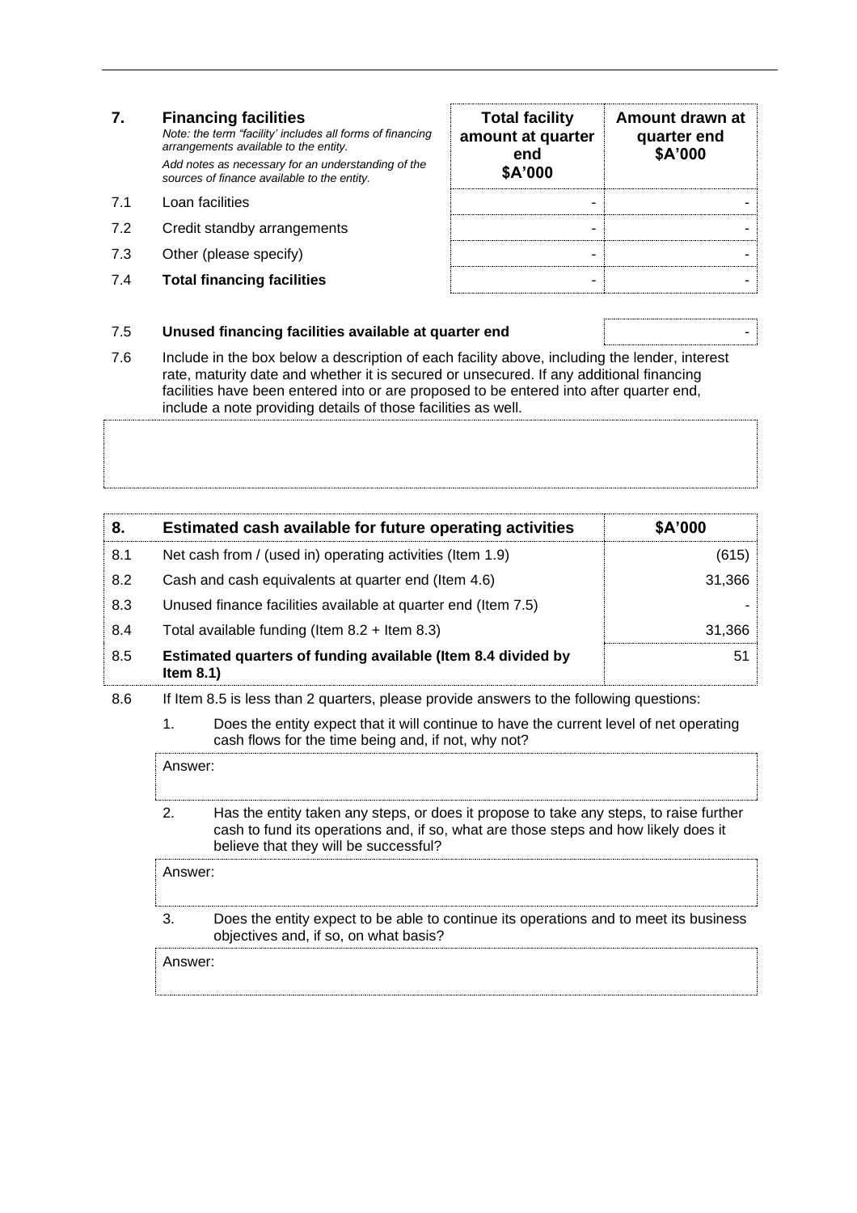| 7. | **Financing facilities**<br>*Note: the term "facility' includes all forms of financing arrangements available to the entity.*<br>*Add notes as necessary for an understanding of the sources of finance available to the entity.* | **Total facility amount at quarter end $A'000** | **Amount drawn at quarter end $A'000** |
|---|---|---|---|
| 7.1 | Loan facilities | - | - |
| 7.2 | Credit standby arrangements | - | - |
| 7.3 | Other (please specify) | - | - |
| 7.4 | **Total financing facilities** | - | - |

| | | |
|---|---|---|
| 7.5 | **Unused financing facilities available at quarter end** | - |

7.6 Include in the box below a description of each facility above, including the lender, interest rate, maturity date and whether it is secured or unsecured. If any additional financing facilities have been entered into or are proposed to be entered into after quarter end, include a note providing details of those facilities as well.

| 8. | **Estimated cash available for future operating activities** | **$A'000** |
|---|---|---|
| 8.1 | Net cash from / (used in) operating activities (Item 1.9) | (615) |
| 8.2 | Cash and cash equivalents at quarter end (Item 4.6) | 31,366 |
| 8.3 | Unused finance facilities available at quarter end (Item 7.5) | - |
| 8.4 | Total available funding (Item 8.2 + Item 8.3) | 31,366 |
| 8.5 | **Estimated quarters of funding available (Item 8.4 divided by Item 8.1)** | 51 |

8.6 If Item 8.5 is less than 2 quarters, please provide answers to the following questions:

1. Does the entity expect that it will continue to have the current level of net operating cash flows for the time being and, if not, why not?

Answer:

2. Has the entity taken any steps, or does it propose to take any steps, to raise further cash to fund its operations and, if so, what are those steps and how likely does it believe that they will be successful?

Answer:

3. Does the entity expect to be able to continue its operations and to meet its business objectives and, if so, on what basis?

Answer: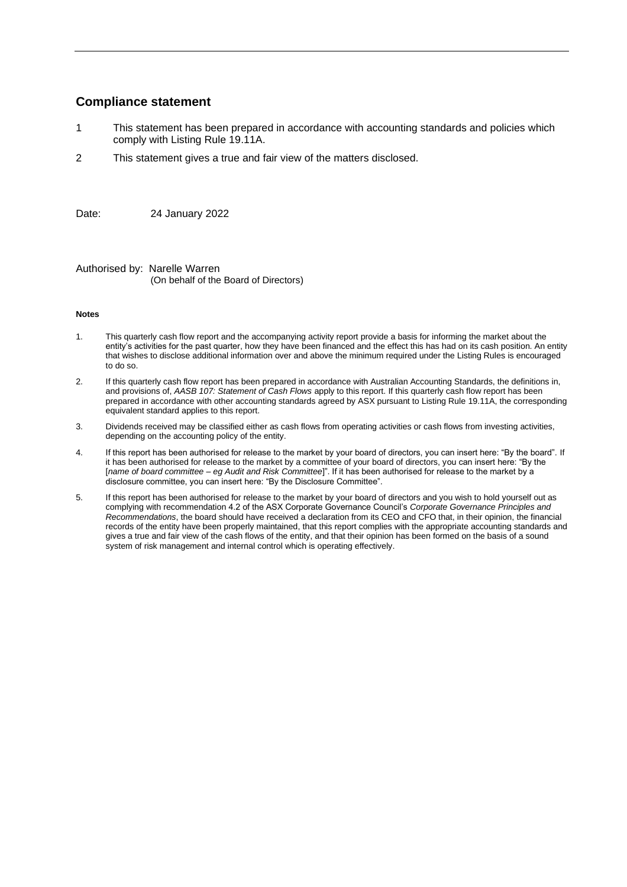## Compliance statement

1 This statement has been prepared in accordance with accounting standards and policies which comply with Listing Rule 19.11A.

2 This statement gives a true and fair view of the matters disclosed.

Date: 24 January 2022

Authorised by: Narelle Warren
(On behalf of the Board of Directors)

**Notes**

1. This quarterly cash flow report and the accompanying activity report provide a basis for informing the market about the entity's activities for the past quarter, how they have been financed and the effect this has had on its cash position. An entity that wishes to disclose additional information over and above the minimum required under the Listing Rules is encouraged to do so.
2. If this quarterly cash flow report has been prepared in accordance with Australian Accounting Standards, the definitions in, and provisions of, *AASB 107: Statement of Cash Flows* apply to this report. If this quarterly cash flow report has been prepared in accordance with other accounting standards agreed by ASX pursuant to Listing Rule 19.11A, the corresponding equivalent standard applies to this report.
3. Dividends received may be classified either as cash flows from operating activities or cash flows from investing activities, depending on the accounting policy of the entity.
4. If this report has been authorised for release to the market by your board of directors, you can insert here: "By the board". If it has been authorised for release to the market by a committee of your board of directors, you can insert here: "By the [*name of board committee – eg Audit and Risk Committee*]". If it has been authorised for release to the market by a disclosure committee, you can insert here: "By the Disclosure Committee".
5. If this report has been authorised for release to the market by your board of directors and you wish to hold yourself out as complying with recommendation 4.2 of the ASX Corporate Governance Council's *Corporate Governance Principles and Recommendations*, the board should have received a declaration from its CEO and CFO that, in their opinion, the financial records of the entity have been properly maintained, that this report complies with the appropriate accounting standards and gives a true and fair view of the cash flows of the entity, and that their opinion has been formed on the basis of a sound system of risk management and internal control which is operating effectively.